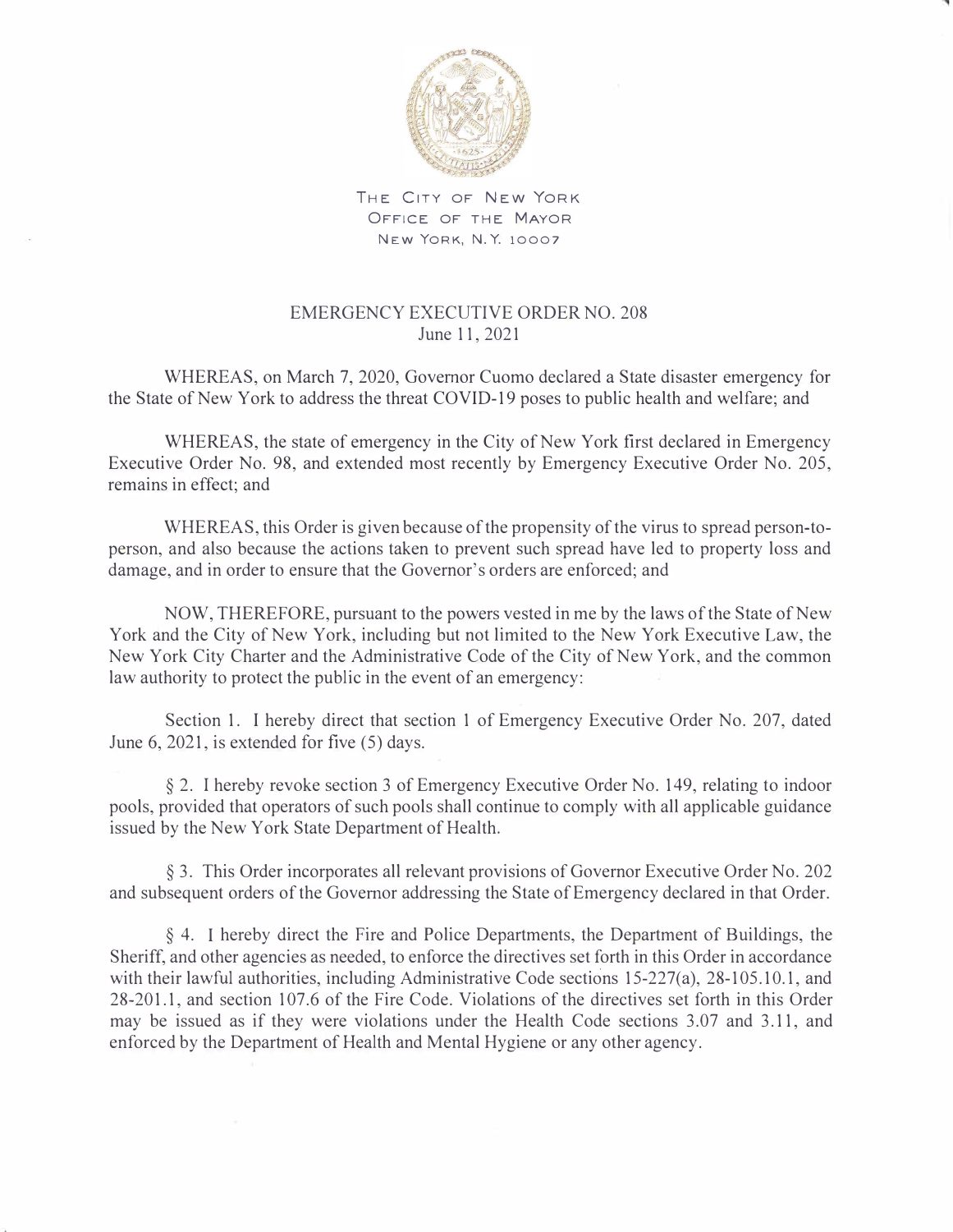THE CITY OF NEW YORK
OFFICE OF THE MAYOR
NEW YORK, N.Y. 10007

# EMERGENCY EXECUTIVE ORDER NO. 208

June 11, 2021

WHEREAS, on March 7, 2020, Governor Cuomo declared a State disaster emergency for the State of New York to address the threat COVID-19 poses to public health and welfare; and

WHEREAS, the state of emergency in the City of New York first declared in Emergency Executive Order No. 98, and extended most recently by Emergency Executive Order No. 205, remains in effect; and

WHEREAS, this Order is given because of the propensity of the virus to spread person-to-person, and also because the actions taken to prevent such spread have led to property loss and damage, and in order to ensure that the Governor's orders are enforced; and

NOW, THEREFORE, pursuant to the powers vested in me by the laws of the State of New York and the City of New York, including but not limited to the New York Executive Law, the New York City Charter and the Administrative Code of the City of New York, and the common law authority to protect the public in the event of an emergency:

Section 1. I hereby direct that section 1 of Emergency Executive Order No. 207, dated June 6, 2021, is extended for five (5) days.

§ 2. I hereby revoke section 3 of Emergency Executive Order No. 149, relating to indoor pools, provided that operators of such pools shall continue to comply with all applicable guidance issued by the New York State Department of Health.

§ 3. This Order incorporates all relevant provisions of Governor Executive Order No. 202 and subsequent orders of the Governor addressing the State of Emergency declared in that Order.

§ 4. I hereby direct the Fire and Police Departments, the Department of Buildings, the Sheriff, and other agencies as needed, to enforce the directives set forth in this Order in accordance with their lawful authorities, including Administrative Code sections 15-227(a), 28-105.10.1, and 28-201.1, and section 107.6 of the Fire Code. Violations of the directives set forth in this Order may be issued as if they were violations under the Health Code sections 3.07 and 3.11, and enforced by the Department of Health and Mental Hygiene or any other agency.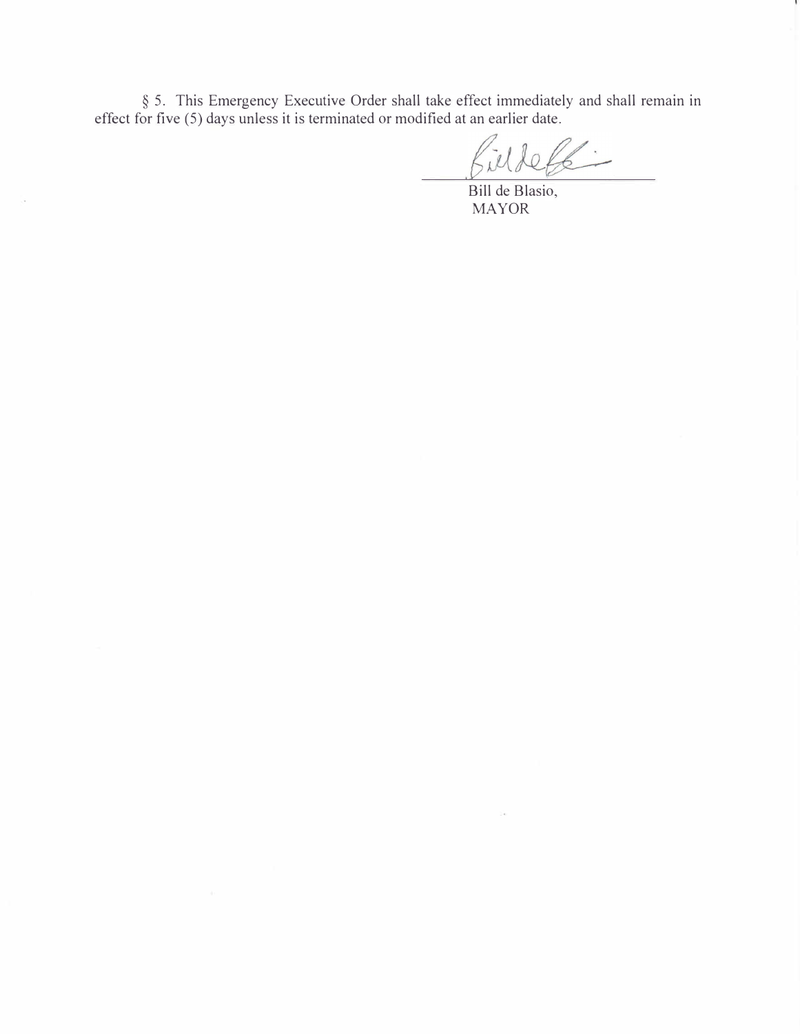§ 5. This Emergency Executive Order shall take effect immediately and shall remain in effect for five (5) days unless it is terminated or modified at an earlier date.

Bill de Blasio,
MAYOR